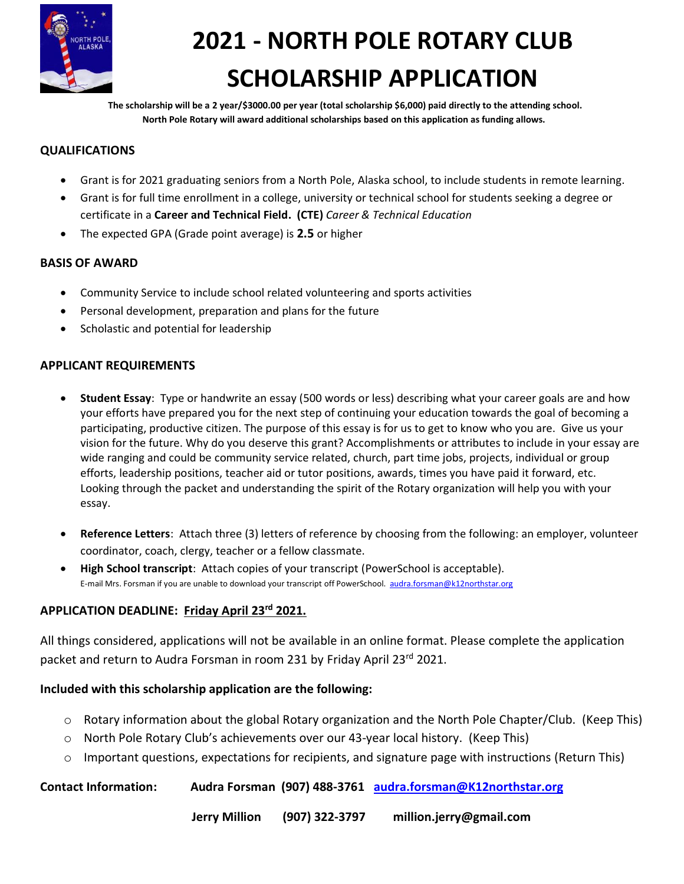# 2021 - NORTH POLE ROTARY CLUB SCHOLARSHIP APPLICATION

**The scholarship will be a 2 year/$3000.00 per year (total scholarship $6,000) paid directly to the attending school.**
**North Pole Rotary will award additional scholarships based on this application as funding allows.**

## QUALIFICATIONS

- Grant is for 2021 graduating seniors from a North Pole, Alaska school, to include students in remote learning.
- Grant is for full time enrollment in a college, university or technical school for students seeking a degree or certificate in a **Career and Technical Field. (CTE)** *Career & Technical Education*
- The expected GPA (Grade point average) is **2.5** or higher

## BASIS OF AWARD

- Community Service to include school related volunteering and sports activities
- Personal development, preparation and plans for the future
- Scholastic and potential for leadership

## APPLICANT REQUIREMENTS

- **Student Essay**: Type or handwrite an essay (500 words or less) describing what your career goals are and how your efforts have prepared you for the next step of continuing your education towards the goal of becoming a participating, productive citizen. The purpose of this essay is for us to get to know who you are. Give us your vision for the future. Why do you deserve this grant? Accomplishments or attributes to include in your essay are wide ranging and could be community service related, church, part time jobs, projects, individual or group efforts, leadership positions, teacher aid or tutor positions, awards, times you have paid it forward, etc. Looking through the packet and understanding the spirit of the Rotary organization will help you with your essay.
- **Reference Letters**: Attach three (3) letters of reference by choosing from the following: an employer, volunteer coordinator, coach, clergy, teacher or a fellow classmate.
- **High School transcript**: Attach copies of your transcript (PowerSchool is acceptable).
  E-mail Mrs. Forsman if you are unable to download your transcript off PowerSchool. audra.forsman@k12northstar.org

**APPLICATION DEADLINE: Friday April 23rd 2021.**

All things considered, applications will not be available in an online format. Please complete the application packet and return to Audra Forsman in room 231 by Friday April 23rd 2021.

**Included with this scholarship application are the following:**

- Rotary information about the global Rotary organization and the North Pole Chapter/Club. (Keep This)
- North Pole Rotary Club's achievements over our 43-year local history. (Keep This)
- Important questions, expectations for recipients, and signature page with instructions (Return This)

**Contact Information:** **Audra Forsman (907) 488-3761 audra.forsman@K12northstar.org**

**Jerry Million (907) 322-3797 million.jerry@gmail.com**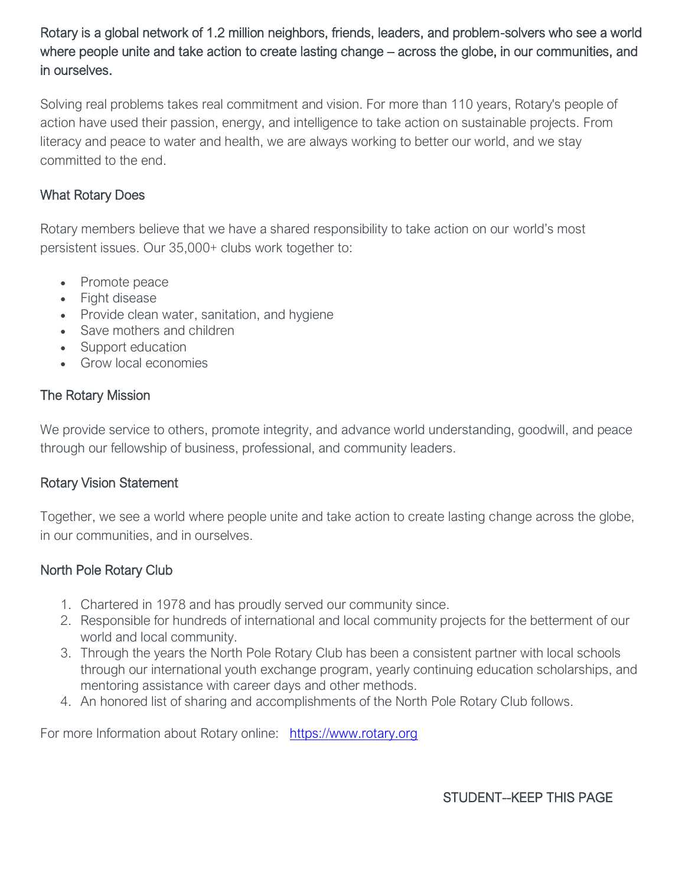Rotary is a global network of 1.2 million neighbors, friends, leaders, and problem-solvers who see a world where people unite and take action to create lasting change – across the globe, in our communities, and in ourselves.

Solving real problems takes real commitment and vision. For more than 110 years, Rotary's people of action have used their passion, energy, and intelligence to take action on sustainable projects. From literacy and peace to water and health, we are always working to better our world, and we stay committed to the end.

## What Rotary Does

Rotary members believe that we have a shared responsibility to take action on our world's most persistent issues. Our 35,000+ clubs work together to:

- Promote peace
- Fight disease
- Provide clean water, sanitation, and hygiene
- Save mothers and children
- Support education
- Grow local economies

## The Rotary Mission

We provide service to others, promote integrity, and advance world understanding, goodwill, and peace through our fellowship of business, professional, and community leaders.

## Rotary Vision Statement

Together, we see a world where people unite and take action to create lasting change across the globe, in our communities, and in ourselves.

## North Pole Rotary Club

1. Chartered in 1978 and has proudly served our community since.
2. Responsible for hundreds of international and local community projects for the betterment of our world and local community.
3. Through the years the North Pole Rotary Club has been a consistent partner with local schools through our international youth exchange program, yearly continuing education scholarships, and mentoring assistance with career days and other methods.
4. An honored list of sharing and accomplishments of the North Pole Rotary Club follows.

For more Information about Rotary online: https://www.rotary.org

STUDENT--KEEP THIS PAGE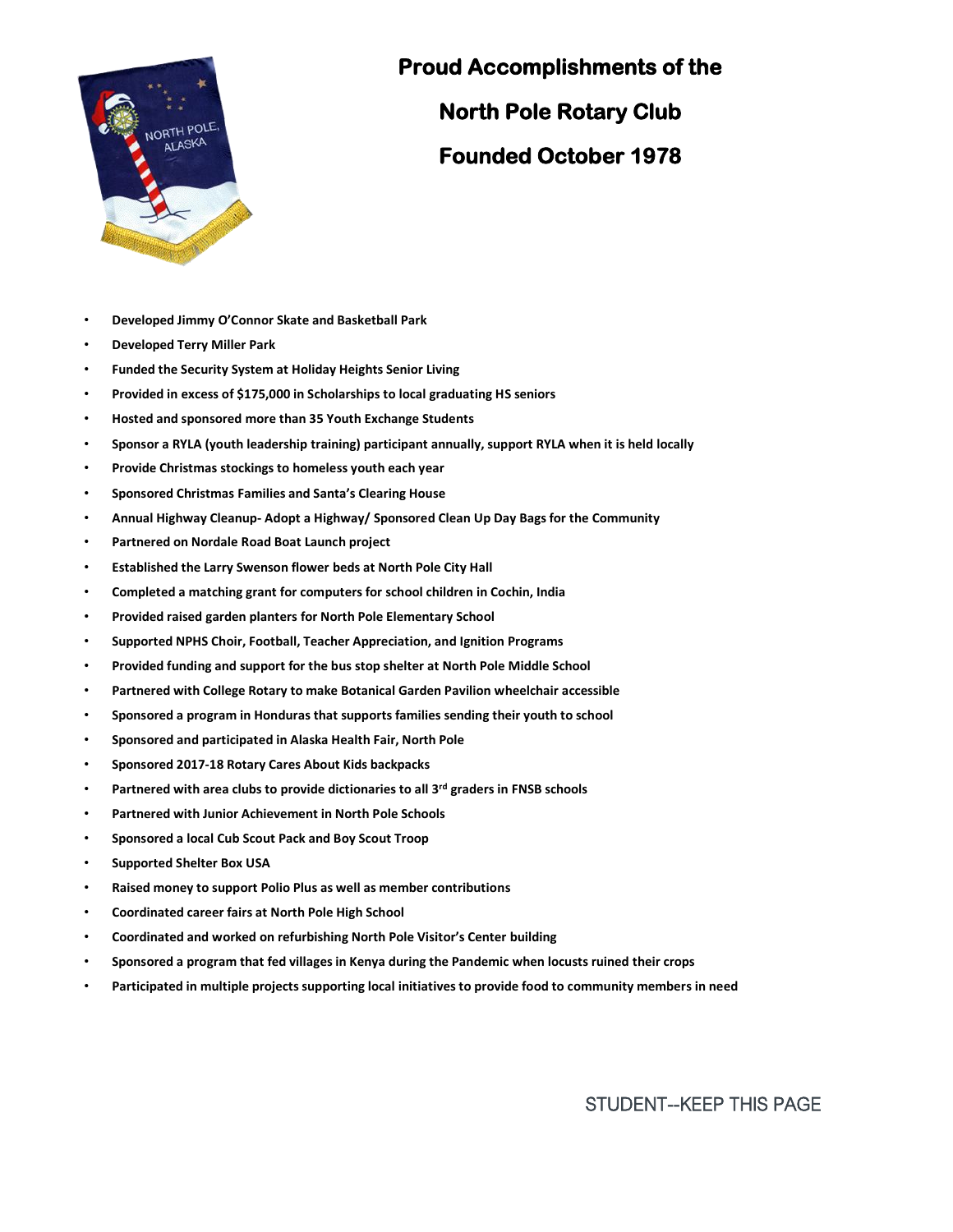# Proud Accomplishments of the North Pole Rotary Club Founded October 1978

- **Developed Jimmy O'Connor Skate and Basketball Park**
- **Developed Terry Miller Park**
- **Funded the Security System at Holiday Heights Senior Living**
- **Provided in excess of $175,000 in Scholarships to local graduating HS seniors**
- **Hosted and sponsored more than 35 Youth Exchange Students**
- **Sponsor a RYLA (youth leadership training) participant annually, support RYLA when it is held locally**
- **Provide Christmas stockings to homeless youth each year**
- **Sponsored Christmas Families and Santa's Clearing House**
- **Annual Highway Cleanup- Adopt a Highway/ Sponsored Clean Up Day Bags for the Community**
- **Partnered on Nordale Road Boat Launch project**
- **Established the Larry Swenson flower beds at North Pole City Hall**
- **Completed a matching grant for computers for school children in Cochin, India**
- **Provided raised garden planters for North Pole Elementary School**
- **Supported NPHS Choir, Football, Teacher Appreciation, and Ignition Programs**
- **Provided funding and support for the bus stop shelter at North Pole Middle School**
- **Partnered with College Rotary to make Botanical Garden Pavilion wheelchair accessible**
- **Sponsored a program in Honduras that supports families sending their youth to school**
- **Sponsored and participated in Alaska Health Fair, North Pole**
- **Sponsored 2017-18 Rotary Cares About Kids backpacks**
- **Partnered with area clubs to provide dictionaries to all 3rd graders in FNSB schools**
- **Partnered with Junior Achievement in North Pole Schools**
- **Sponsored a local Cub Scout Pack and Boy Scout Troop**
- **Supported Shelter Box USA**
- **Raised money to support Polio Plus as well as member contributions**
- **Coordinated career fairs at North Pole High School**
- **Coordinated and worked on refurbishing North Pole Visitor's Center building**
- **Sponsored a program that fed villages in Kenya during the Pandemic when locusts ruined their crops**
- **Participated in multiple projects supporting local initiatives to provide food to community members in need**

STUDENT--KEEP THIS PAGE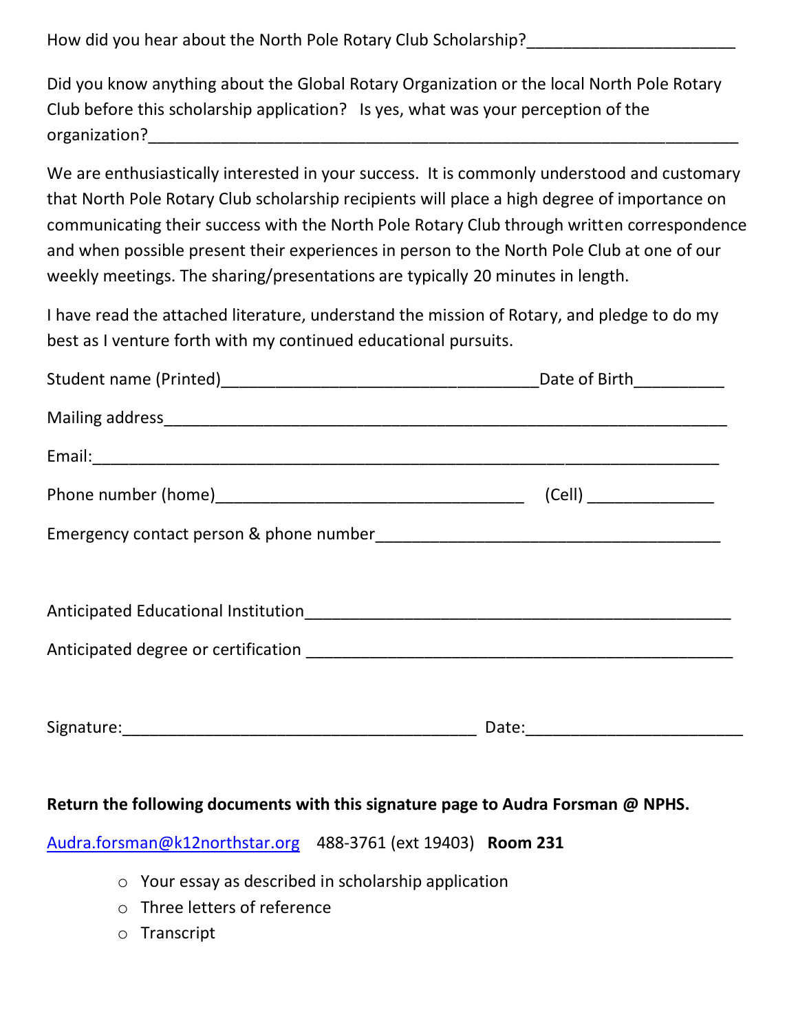How did you hear about the North Pole Rotary Club Scholarship?_______________________

Did you know anything about the Global Rotary Organization or the local North Pole Rotary Club before this scholarship application? Is yes, what was your perception of the organization?_______________________________________________________________

We are enthusiastically interested in your success. It is commonly understood and customary that North Pole Rotary Club scholarship recipients will place a high degree of importance on communicating their success with the North Pole Rotary Club through written correspondence and when possible present their experiences in person to the North Pole Club at one of our weekly meetings. The sharing/presentations are typically 20 minutes in length.

I have read the attached literature, understand the mission of Rotary, and pledge to do my best as I venture forth with my continued educational pursuits.

Student name (Printed)___________________________________Date of Birth__________

Mailing address_____________________________________________________________

Email:___________________________________________________________________

Phone number (home)__________________________________ (Cell) ______________

Emergency contact person & phone number______________________________________

Anticipated Educational Institution_______________________________________________

Anticipated degree or certification ______________________________________________

Signature:_______________________________________ Date:________________________

**Return the following documents with this signature page to Audra Forsman @ NPHS.**

Audra.forsman@k12northstar.org 488-3761 (ext 19403) **Room 231**

- Your essay as described in scholarship application
- Three letters of reference
- Transcript